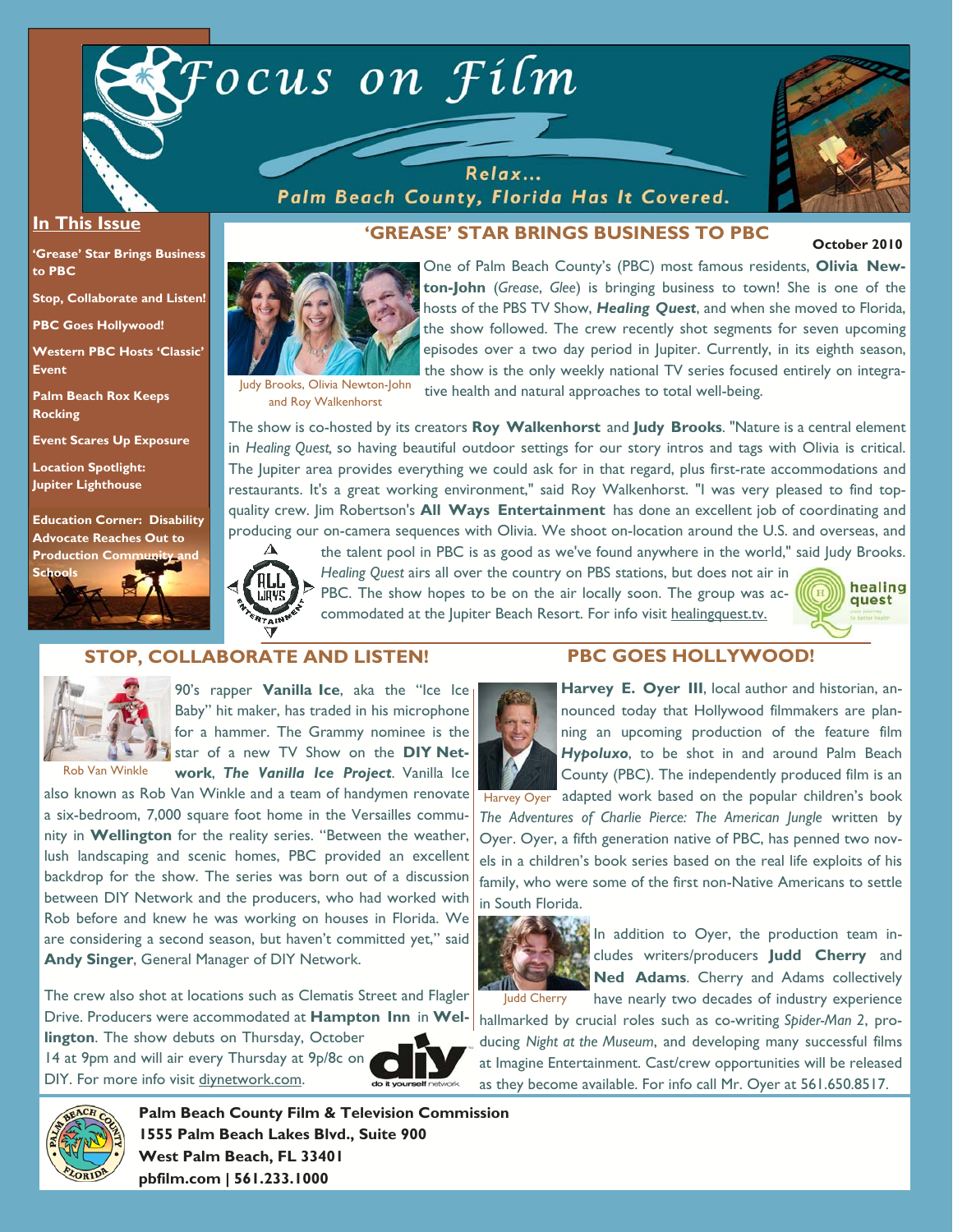# Focus on Film

Relax...
Palm Beach County, Florida Has It Covered.

October 2010

## In This Issue

- 'Grease' Star Brings Business to PBC
- Stop, Collaborate and Listen!
- PBC Goes Hollywood!
- Western PBC Hosts 'Classic' Event
- Palm Beach Rox Keeps Rocking
- Event Scares Up Exposure
- Location Spotlight: Jupiter Lighthouse
- Education Corner: Disability Advocate Reaches Out to Production Community and Schools

## 'GREASE' STAR BRINGS BUSINESS TO PBC

Judy Brooks, Olivia Newton-John and Roy Walkenhorst

One of Palm Beach County's (PBC) most famous residents, **Olivia Newton-John** (*Grease*, *Glee*) is bringing business to town! She is one of the hosts of the PBS TV Show, ***Healing Quest***, and when she moved to Florida, the show followed. The crew recently shot segments for seven upcoming episodes over a two day period in Jupiter. Currently, in its eighth season, the show is the only weekly national TV series focused entirely on integrative health and natural approaches to total well-being.

The show is co-hosted by its creators **Roy Walkenhorst** and **Judy Brooks**. "Nature is a central element in *Healing Quest*, so having beautiful outdoor settings for our story intros and tags with Olivia is critical. The Jupiter area provides everything we could ask for in that regard, plus first-rate accommodations and restaurants. It's a great working environment," said Roy Walkenhorst. "I was very pleased to find top-quality crew. Jim Robertson's **All Ways Entertainment** has done an excellent job of coordinating and producing our on-camera sequences with Olivia. We shoot on-location around the U.S. and overseas, and the talent pool in PBC is as good as we've found anywhere in the world," said Judy Brooks. *Healing Quest* airs all over the country on PBS stations, but does not air in PBC. The show hopes to be on the air locally soon. The group was accommodated at the Jupiter Beach Resort. For info visit healingquest.tv.

## STOP, COLLABORATE AND LISTEN!

Rob Van Winkle

90's rapper **Vanilla Ice**, aka the "Ice Ice Baby" hit maker, has traded in his microphone for a hammer. The Grammy nominee is the star of a new TV Show on the **DIY Network**, ***The Vanilla Ice Project***. Vanilla Ice also known as Rob Van Winkle and a team of handymen renovate a six-bedroom, 7,000 square foot home in the Versailles community in **Wellington** for the reality series. "Between the weather, lush landscaping and scenic homes, PBC provided an excellent backdrop for the show. The series was born out of a discussion between DIY Network and the producers, who had worked with Rob before and knew he was working on houses in Florida. We are considering a second season, but haven't committed yet," said **Andy Singer**, General Manager of DIY Network.

The crew also shot at locations such as Clematis Street and Flagler Drive. Producers were accommodated at **Hampton Inn** in **Wellington**. The show debuts on Thursday, October 14 at 9pm and will air every Thursday at 9p/8c on DIY. For more info visit diynetwork.com.

## PBC GOES HOLLYWOOD!

Harvey Oyer

**Harvey E. Oyer III**, local author and historian, announced today that Hollywood filmmakers are planning an upcoming production of the feature film ***Hypoluxo***, to be shot in and around Palm Beach County (PBC). The independently produced film is an adapted work based on the popular children's book *The Adventures of Charlie Pierce: The American Jungle* written by Oyer. Oyer, a fifth generation native of PBC, has penned two novels in a children's book series based on the real life exploits of his family, who were some of the first non-Native Americans to settle in South Florida.

Judd Cherry

In addition to Oyer, the production team includes writers/producers **Judd Cherry** and **Ned Adams**. Cherry and Adams collectively have nearly two decades of industry experience hallmarked by crucial roles such as co-writing *Spider-Man 2*, producing *Night at the Museum*, and developing many successful films at Imagine Entertainment. Cast/crew opportunities will be released as they become available. For info call Mr. Oyer at 561.650.8517.

**Palm Beach County Film & Television Commission**
**1555 Palm Beach Lakes Blvd., Suite 900**
**West Palm Beach, FL 33401**
**pbfilm.com | 561.233.1000**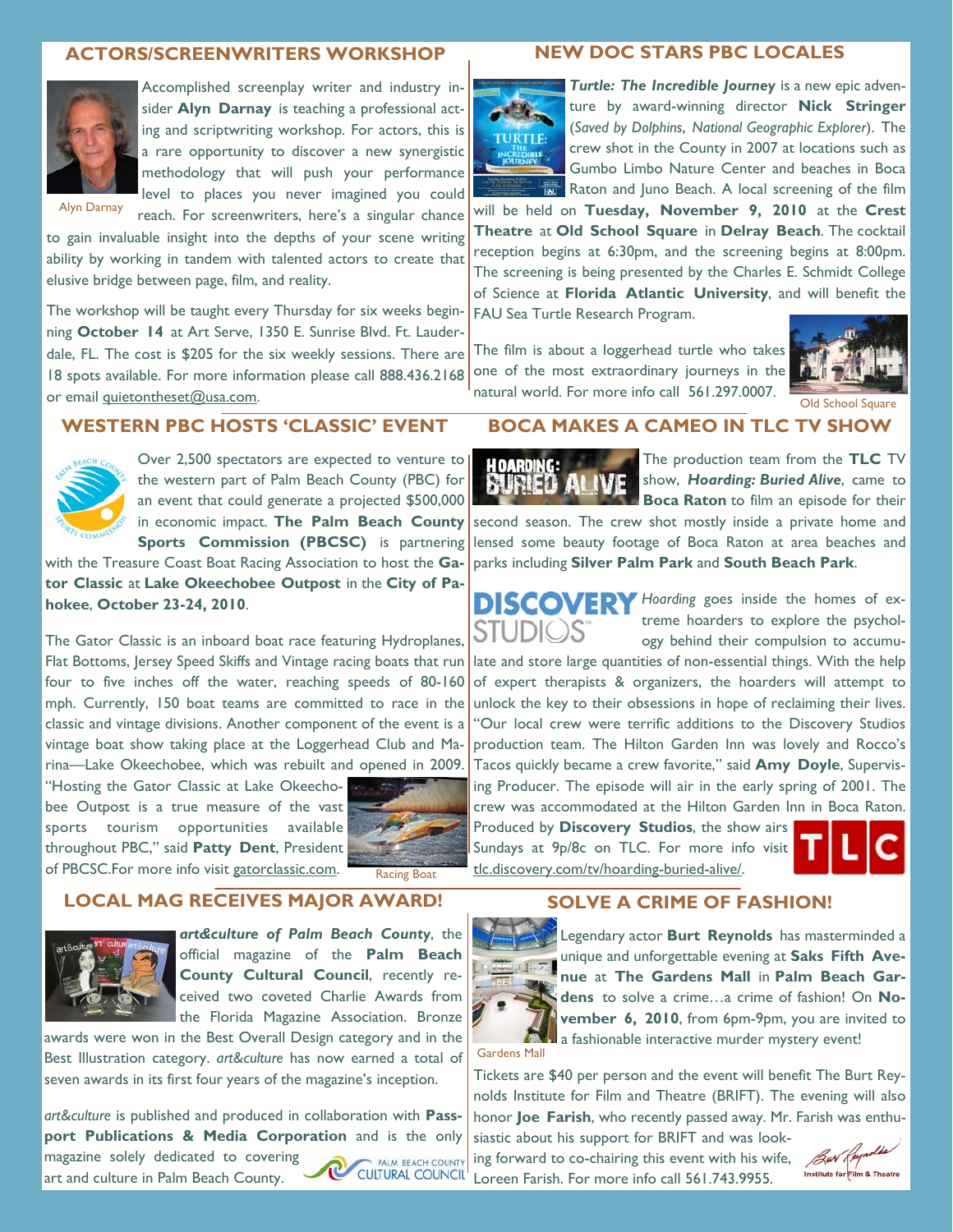## ACTORS/SCREENWRITERS WORKSHOP

Accomplished screenplay writer and industry insider **Alyn Darnay** is teaching a professional acting and scriptwriting workshop. For actors, this is a rare opportunity to discover a new synergistic methodology that will push your performance level to places you never imagined you could reach. For screenwriters, here's a singular chance to gain invaluable insight into the depths of your scene writing ability by working in tandem with talented actors to create that elusive bridge between page, film, and reality.

Alyn Darnay

The workshop will be taught every Thursday for six weeks beginning **October 14** at Art Serve, 1350 E. Sunrise Blvd. Ft. Lauderdale, FL. The cost is $205 for the six weekly sessions. There are 18 spots available. For more information please call 888.436.2168 or email quietontheset@usa.com.

## NEW DOC STARS PBC LOCALES

***Turtle: The Incredible Journey*** is a new epic adventure by award-winning director **Nick Stringer** (*Saved by Dolphins*, *National Geographic Explorer*). The crew shot in the County in 2007 at locations such as Gumbo Limbo Nature Center and beaches in Boca Raton and Juno Beach. A local screening of the film will be held on **Tuesday, November 9, 2010** at the **Crest Theatre** at **Old School Square** in **Delray Beach**. The cocktail reception begins at 6:30pm, and the screening begins at 8:00pm. The screening is being presented by the Charles E. Schmidt College of Science at **Florida Atlantic University**, and will benefit the FAU Sea Turtle Research Program.

The film is about a loggerhead turtle who takes one of the most extraordinary journeys in the natural world. For more info call 561.297.0007.

Old School Square

## WESTERN PBC HOSTS 'CLASSIC' EVENT

Over 2,500 spectators are expected to venture to the western part of Palm Beach County (PBC) for an event that could generate a projected $500,000 in economic impact. **The Palm Beach County Sports Commission (PBCSC)** is partnering with the Treasure Coast Boat Racing Association to host the **Gator Classic** at **Lake Okeechobee Outpost** in the **City of Pahokee**, **October 23-24, 2010**.

The Gator Classic is an inboard boat race featuring Hydroplanes, Flat Bottoms, Jersey Speed Skiffs and Vintage racing boats that run four to five inches off the water, reaching speeds of 80-160 mph. Currently, 150 boat teams are committed to race in the classic and vintage divisions. Another component of the event is a vintage boat show taking place at the Loggerhead Club and Marina—Lake Okeechobee, which was rebuilt and opened in 2009. "Hosting the Gator Classic at Lake Okeechobee Outpost is a true measure of the vast sports tourism opportunities available throughout PBC," said **Patty Dent**, President of PBCSC.For more info visit gatorclassic.com.

Racing Boat

## BOCA MAKES A CAMEO IN TLC TV SHOW

The production team from the **TLC** TV show, ***Hoarding: Buried Alive***, came to **Boca Raton** to film an episode for their second season. The crew shot mostly inside a private home and lensed some beauty footage of Boca Raton at area beaches and parks including **Silver Palm Park** and **South Beach Park**.

*Hoarding* goes inside the homes of extreme hoarders to explore the psychology behind their compulsion to accumulate and store large quantities of non-essential things. With the help of expert therapists & organizers, the hoarders will attempt to unlock the key to their obsessions in hope of reclaiming their lives. "Our local crew were terrific additions to the Discovery Studios production team. The Hilton Garden Inn was lovely and Rocco's Tacos quickly became a crew favorite," said **Amy Doyle**, Supervising Producer. The episode will air in the early spring of 2001. The crew was accommodated at the Hilton Garden Inn in Boca Raton. Produced by **Discovery Studios**, the show airs Sundays at 9p/8c on TLC. For more info visit tlc.discovery.com/tv/hoarding-buried-alive/.

## LOCAL MAG RECEIVES MAJOR AWARD!

***art&culture of Palm Beach County***, the official magazine of the **Palm Beach County Cultural Council**, recently received two coveted Charlie Awards from the Florida Magazine Association. Bronze awards were won in the Best Overall Design category and in the Best Illustration category. *art&culture* has now earned a total of seven awards in its first four years of the magazine's inception.

*art&culture* is published and produced in collaboration with **Passport Publications & Media Corporation** and is the only magazine solely dedicated to covering art and culture in Palm Beach County.

## SOLVE A CRIME OF FASHION!

Legendary actor **Burt Reynolds** has masterminded a unique and unforgettable evening at **Saks Fifth Avenue** at **The Gardens Mall** in **Palm Beach Gardens** to solve a crime…a crime of fashion! On **November 6, 2010**, from 6pm-9pm, you are invited to a fashionable interactive murder mystery event!

Gardens Mall

Tickets are $40 per person and the event will benefit The Burt Reynolds Institute for Film and Theatre (BRIFT). The evening will also honor **Joe Farish**, who recently passed away. Mr. Farish was enthusiastic about his support for BRIFT and was looking forward to co-chairing this event with his wife, Loreen Farish. For more info call 561.743.9955.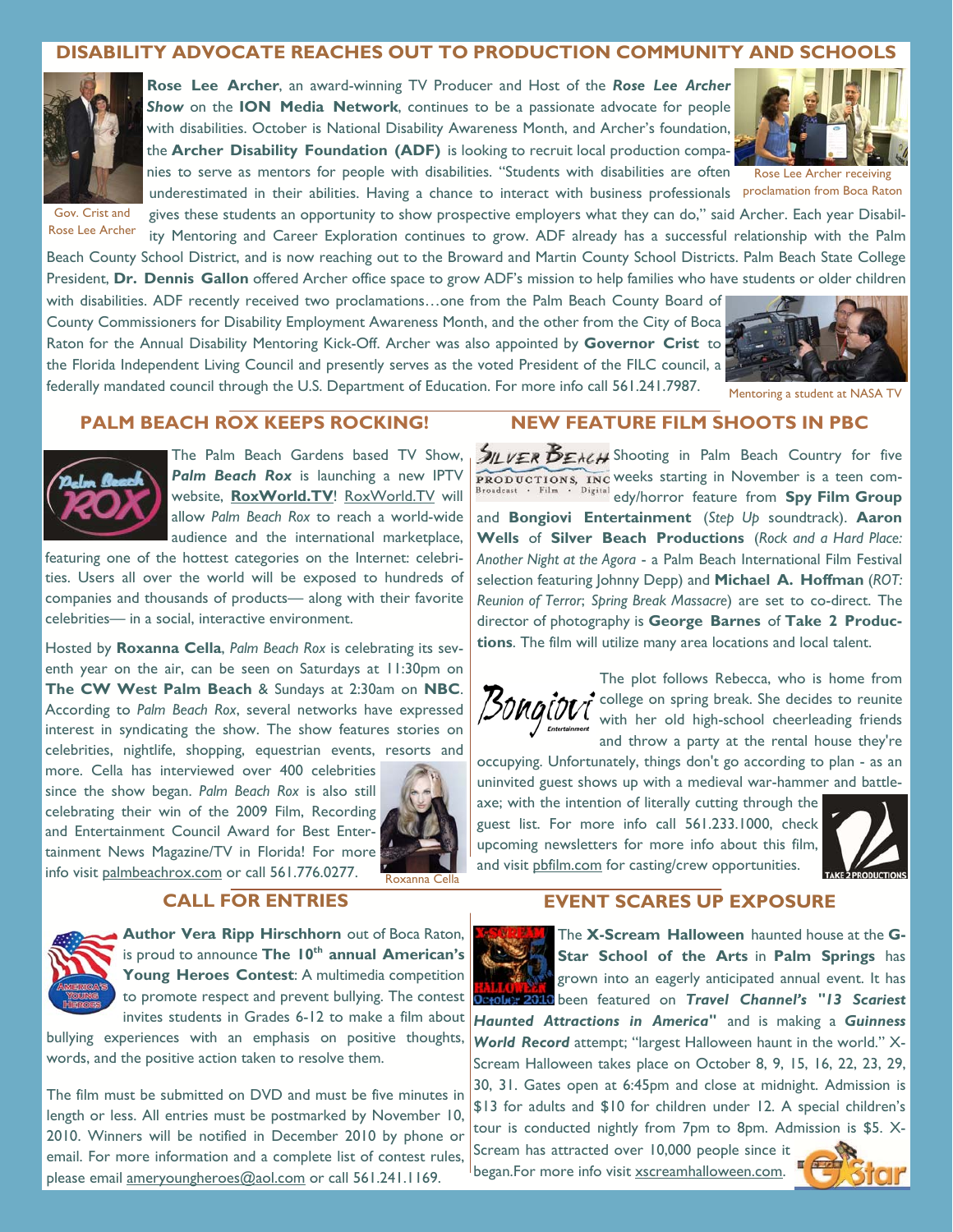## DISABILITY ADVOCATE REACHES OUT TO PRODUCTION COMMUNITY AND SCHOOLS

Gov. Crist and Rose Lee Archer

Rose Lee Archer receiving proclamation from Boca Raton

**Rose Lee Archer**, an award-winning TV Producer and Host of the ***Rose Lee Archer Show*** on the **ION Media Network**, continues to be a passionate advocate for people with disabilities. October is National Disability Awareness Month, and Archer's foundation, the **Archer Disability Foundation (ADF)** is looking to recruit local production companies to serve as mentors for people with disabilities. "Students with disabilities are often underestimated in their abilities. Having a chance to interact with business professionals gives these students an opportunity to show prospective employers what they can do," said Archer. Each year Disability Mentoring and Career Exploration continues to grow. ADF already has a successful relationship with the Palm Beach County School District, and is now reaching out to the Broward and Martin County School Districts. Palm Beach State College President, **Dr. Dennis Gallon** offered Archer office space to grow ADF's mission to help families who have students or older children with disabilities. ADF recently received two proclamations…one from the Palm Beach County Board of County Commissioners for Disability Employment Awareness Month, and the other from the City of Boca Raton for the Annual Disability Mentoring Kick-Off. Archer was also appointed by **Governor Crist** to the Florida Independent Living Council and presently serves as the voted President of the FILC council, a federally mandated council through the U.S. Department of Education. For more info call 561.241.7987.

Mentoring a student at NASA TV

## PALM BEACH ROX KEEPS ROCKING!

The Palm Beach Gardens based TV Show, ***Palm Beach Rox*** is launching a new IPTV website, **RoxWorld.TV**! RoxWorld.TV will allow *Palm Beach Rox* to reach a world-wide audience and the international marketplace, featuring one of the hottest categories on the Internet: celebrities. Users all over the world will be exposed to hundreds of companies and thousands of products— along with their favorite celebrities— in a social, interactive environment.

Hosted by **Roxanna Cella**, *Palm Beach Rox* is celebrating its seventh year on the air, can be seen on Saturdays at 11:30pm on **The CW West Palm Beach** & Sundays at 2:30am on **NBC**. According to *Palm Beach Rox*, several networks have expressed interest in syndicating the show. The show features stories on celebrities, nightlife, shopping, equestrian events, resorts and more. Cella has interviewed over 400 celebrities since the show began. *Palm Beach Rox* is also still celebrating their win of the 2009 Film, Recording and Entertainment Council Award for Best Entertainment News Magazine/TV in Florida! For more info visit palmbeachrox.com or call 561.776.0277.

Roxanna Cella

## NEW FEATURE FILM SHOOTS IN PBC

Shooting in Palm Beach Country for five weeks starting in November is a teen comedy/horror feature from **Spy Film Group** and **Bongiovi Entertainment** (*Step Up* soundtrack). **Aaron Wells** of **Silver Beach Productions** (*Rock and a Hard Place: Another Night at the Agora* - a Palm Beach International Film Festival selection featuring Johnny Depp) and **Michael A. Hoffman** (*ROT: Reunion of Terror*; *Spring Break Massacre*) are set to co-direct. The director of photography is **George Barnes** of **Take 2 Productions**. The film will utilize many area locations and local talent.

The plot follows Rebecca, who is home from college on spring break. She decides to reunite with her old high-school cheerleading friends and throw a party at the rental house they're occupying. Unfortunately, things don't go according to plan - as an uninvited guest shows up with a medieval war-hammer and battle-axe; with the intention of literally cutting through the guest list. For more info call 561.233.1000, check upcoming newsletters for more info about this film, and visit pbfilm.com for casting/crew opportunities.

## CALL FOR ENTRIES

**Author Vera Ripp Hirschhorn** out of Boca Raton, is proud to announce **The 10th annual American's Young Heroes Contest**: A multimedia competition to promote respect and prevent bullying. The contest invites students in Grades 6-12 to make a film about bullying experiences with an emphasis on positive thoughts, words, and the positive action taken to resolve them.

The film must be submitted on DVD and must be five minutes in length or less. All entries must be postmarked by November 10, 2010. Winners will be notified in December 2010 by phone or email. For more information and a complete list of contest rules, please email ameryoungheroes@aol.com or call 561.241.1169.

## EVENT SCARES UP EXPOSURE

The **X-Scream Halloween** haunted house at the **G-Star School of the Arts** in **Palm Springs** has grown into an eagerly anticipated annual event. It has been featured on ***Travel Channel's "13 Scariest Haunted Attractions in America"*** and is making a ***Guinness World Record*** attempt; "largest Halloween haunt in the world." X-Scream Halloween takes place on October 8, 9, 15, 16, 22, 23, 29, 30, 31. Gates open at 6:45pm and close at midnight. Admission is $13 for adults and $10 for children under 12. A special children's tour is conducted nightly from 7pm to 8pm. Admission is $5. X-Scream has attracted over 10,000 people since it began.For more info visit xscreamhalloween.com.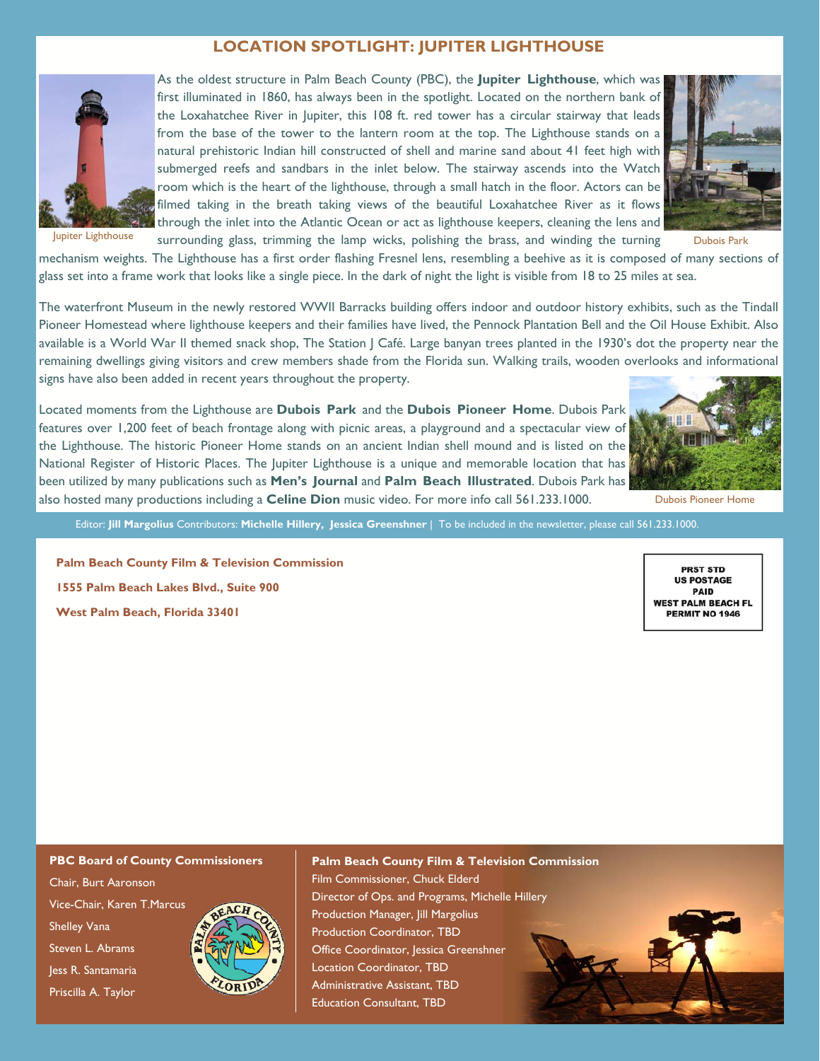## LOCATION SPOTLIGHT: JUPITER LIGHTHOUSE

As the oldest structure in Palm Beach County (PBC), the **Jupiter Lighthouse**, which was first illuminated in 1860, has always been in the spotlight. Located on the northern bank of the Loxahatchee River in Jupiter, this 108 ft. red tower has a circular stairway that leads from the base of the tower to the lantern room at the top. The Lighthouse stands on a natural prehistoric Indian hill constructed of shell and marine sand about 41 feet high with submerged reefs and sandbars in the inlet below. The stairway ascends into the Watch room which is the heart of the lighthouse, through a small hatch in the floor. Actors can be filmed taking in the breath taking views of the beautiful Loxahatchee River as it flows through the inlet into the Atlantic Ocean or act as lighthouse keepers, cleaning the lens and surrounding glass, trimming the lamp wicks, polishing the brass, and winding the turning mechanism weights. The Lighthouse has a first order flashing Fresnel lens, resembling a beehive as it is composed of many sections of glass set into a frame work that looks like a single piece. In the dark of night the light is visible from 18 to 25 miles at sea.

Jupiter Lighthouse

Dubois Park

The waterfront Museum in the newly restored WWII Barracks building offers indoor and outdoor history exhibits, such as the Tindall Pioneer Homestead where lighthouse keepers and their families have lived, the Pennock Plantation Bell and the Oil House Exhibit. Also available is a World War II themed snack shop, The Station J Café. Large banyan trees planted in the 1930's dot the property near the remaining dwellings giving visitors and crew members shade from the Florida sun. Walking trails, wooden overlooks and informational signs have also been added in recent years throughout the property.

Located moments from the Lighthouse are **Dubois Park** and the **Dubois Pioneer Home**. Dubois Park features over 1,200 feet of beach frontage along with picnic areas, a playground and a spectacular view of the Lighthouse. The historic Pioneer Home stands on an ancient Indian shell mound and is listed on the National Register of Historic Places. The Jupiter Lighthouse is a unique and memorable location that has been utilized by many publications such as **Men's Journal** and **Palm Beach Illustrated**. Dubois Park has also hosted many productions including a **Celine Dion** music video. For more info call 561.233.1000.

Dubois Pioneer Home

Editor: **Jill Margolius** Contributors: **Michelle Hillery, Jessica Greenshner** | To be included in the newsletter, please call 561.233.1000.

**Palm Beach County Film & Television Commission**
**1555 Palm Beach Lakes Blvd., Suite 900**
**West Palm Beach, Florida 33401**

PRST STD
US POSTAGE
PAID
WEST PALM BEACH FL
PERMIT NO 1946

**PBC Board of County Commissioners**

Chair, Burt Aaronson
Vice-Chair, Karen T.Marcus
Shelley Vana
Steven L. Abrams
Jess R. Santamaria
Priscilla A. Taylor

**Palm Beach County Film & Television Commission**

Film Commissioner, Chuck Elderd
Director of Ops. and Programs, Michelle Hillery
Production Manager, Jill Margolius
Production Coordinator, TBD
Office Coordinator, Jessica Greenshner
Location Coordinator, TBD
Administrative Assistant, TBD
Education Consultant, TBD